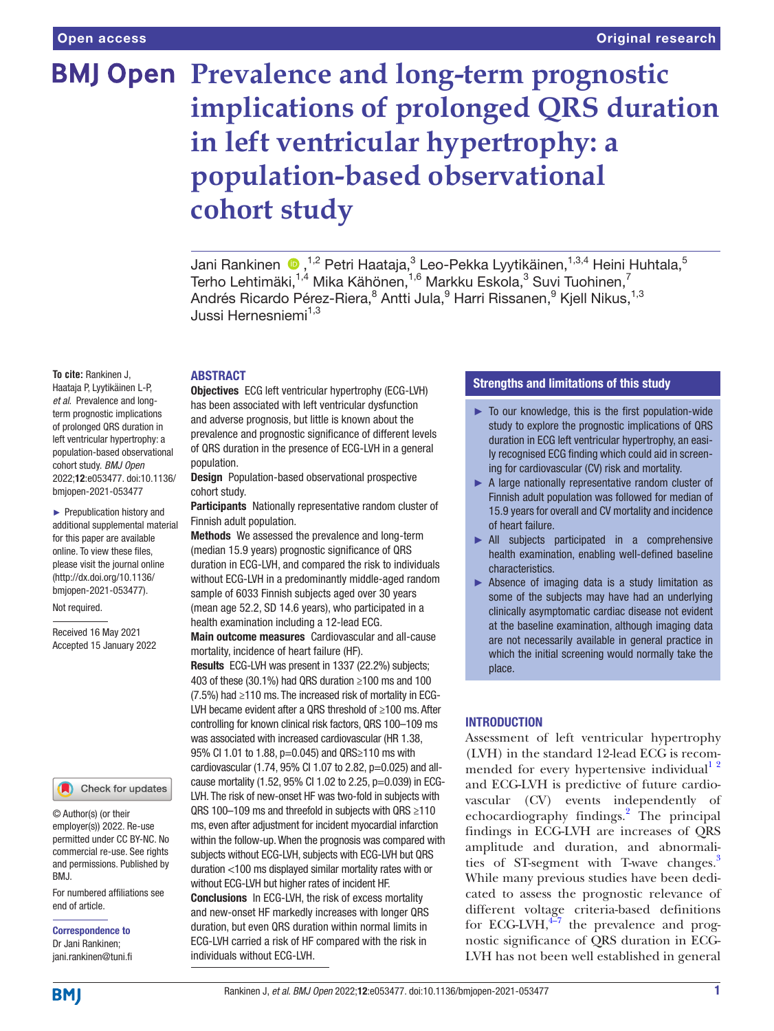Open access | Original research

# Prevalence and long-term prognostic implications of prolonged QRS duration in left ventricular hypertrophy: a population-based observational cohort study

Jani Rankinen [1,2] Petri Haataja,[3] Leo-Pekka Lyytikäinen,[1,3,4] Heini Huhtala,[5] Terho Lehtimäki,[1,4] Mika Kähönen,[1,6] Markku Eskola,[3] Suvi Tuohinen,[7] Andrés Ricardo Pérez-Riera,[8] Antti Jula,[9] Harri Rissanen,[9] Kjell Nikus,[1,3] Jussi Hernesniemi[1,3]

**To cite:** Rankinen J, Haataja P, Lyytikäinen L-P, *et al*. Prevalence and long-term prognostic implications of prolonged QRS duration in left ventricular hypertrophy: a population-based observational cohort study. *BMJ Open* 2022;**12**:e053477. doi:10.1136/bmjopen-2021-053477

► Prepublication history and additional supplemental material for this paper are available online. To view these files, please visit the journal online (http://dx.doi.org/10.1136/bmjopen-2021-053477).

Not required.

Received 16 May 2021
Accepted 15 January 2022

© Author(s) (or their employer(s)) 2022. Re-use permitted under CC BY-NC. No commercial re-use. See rights and permissions. Published by BMJ.

For numbered affiliations see end of article.

**Correspondence to**
Dr Jani Rankinen;
jani.rankinen@tuni.fi

## ABSTRACT

**Objectives** ECG left ventricular hypertrophy (ECG-LVH) has been associated with left ventricular dysfunction and adverse prognosis, but little is known about the prevalence and prognostic significance of different levels of QRS duration in the presence of ECG-LVH in a general population.

**Design** Population-based observational prospective cohort study.

**Participants** Nationally representative random cluster of Finnish adult population.

**Methods** We assessed the prevalence and long-term (median 15.9 years) prognostic significance of QRS duration in ECG-LVH, and compared the risk to individuals without ECG-LVH in a predominantly middle-aged random sample of 6033 Finnish subjects aged over 30 years (mean age 52.2, SD 14.6 years), who participated in a health examination including a 12-lead ECG.

**Main outcome measures** Cardiovascular and all-cause mortality, incidence of heart failure (HF).

**Results** ECG-LVH was present in 1337 (22.2%) subjects; 403 of these (30.1%) had QRS duration ≥100 ms and 100 (7.5%) had ≥110 ms. The increased risk of mortality in ECG-LVH became evident after a QRS threshold of ≥100 ms. After controlling for known clinical risk factors, QRS 100–109 ms was associated with increased cardiovascular (HR 1.38, 95% CI 1.01 to 1.88, p=0.045) and QRS≥110 ms with cardiovascular (1.74, 95% CI 1.07 to 2.82, p=0.025) and all-cause mortality (1.52, 95% CI 1.02 to 2.25, p=0.039) in ECG-LVH. The risk of new-onset HF was two-fold in subjects with QRS 100–109 ms and threefold in subjects with QRS ≥110 ms, even after adjustment for incident myocardial infarction within the follow-up. When the prognosis was compared with subjects without ECG-LVH, subjects with ECG-LVH but QRS duration <100 ms displayed similar mortality rates with or without ECG-LVH but higher rates of incident HF.

**Conclusions** In ECG-LVH, the risk of excess mortality and new-onset HF markedly increases with longer QRS duration, but even QRS duration within normal limits in ECG-LVH carried a risk of HF compared with the risk in individuals without ECG-LVH.

## Strengths and limitations of this study

- ► To our knowledge, this is the first population-wide study to explore the prognostic implications of QRS duration in ECG left ventricular hypertrophy, an easily recognised ECG finding which could aid in screening for cardiovascular (CV) risk and mortality.
- ► A large nationally representative random cluster of Finnish adult population was followed for median of 15.9 years for overall and CV mortality and incidence of heart failure.
- ► All subjects participated in a comprehensive health examination, enabling well-defined baseline characteristics.
- ► Absence of imaging data is a study limitation as some of the subjects may have had an underlying clinically asymptomatic cardiac disease not evident at the baseline examination, although imaging data are not necessarily available in general practice in which the initial screening would normally take the place.

## INTRODUCTION

Assessment of left ventricular hypertrophy (LVH) in the standard 12-lead ECG is recommended for every hypertensive individual[1,2] and ECG-LVH is predictive of future cardiovascular (CV) events independently of echocardiography findings.[2] The principal findings in ECG-LVH are increases of QRS amplitude and duration, and abnormalities of ST-segment with T-wave changes.[3] While many previous studies have been dedicated to assess the prognostic relevance of different voltage criteria-based definitions for ECG-LVH,[4–7] the prevalence and prognostic significance of QRS duration in ECG-LVH has not been well established in general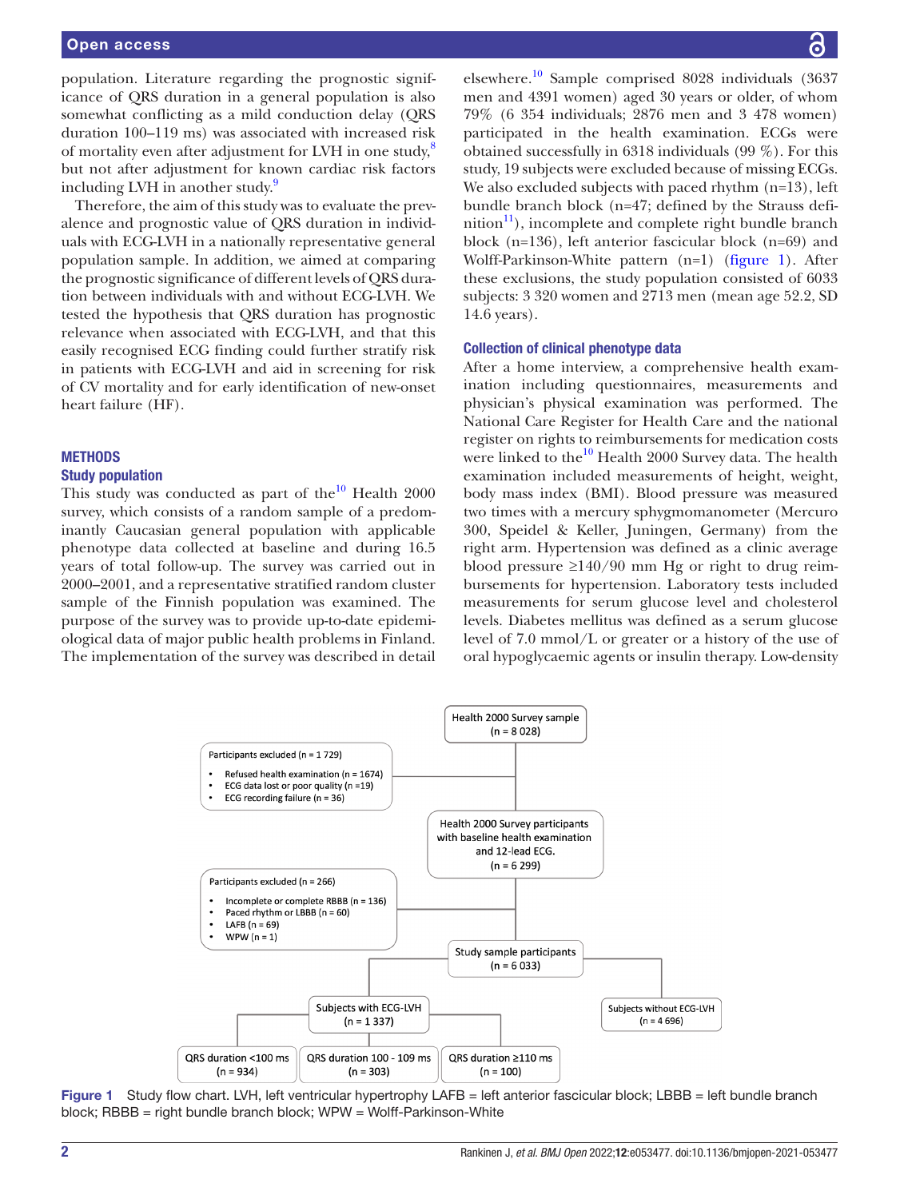population. Literature regarding the prognostic significance of QRS duration in a general population is also somewhat conflicting as a mild conduction delay (QRS duration 100–119 ms) was associated with increased risk of mortality even after adjustment for LVH in one study,[8] but not after adjustment for known cardiac risk factors including LVH in another study.[9]

Therefore, the aim of this study was to evaluate the prevalence and prognostic value of QRS duration in individuals with ECG-LVH in a nationally representative general population sample. In addition, we aimed at comparing the prognostic significance of different levels of QRS duration between individuals with and without ECG-LVH. We tested the hypothesis that QRS duration has prognostic relevance when associated with ECG-LVH, and that this easily recognised ECG finding could further stratify risk in patients with ECG-LVH and aid in screening for risk of CV mortality and for early identification of new-onset heart failure (HF).

## METHODS

### Study population

This study was conducted as part of the[10] Health 2000 survey, which consists of a random sample of a predominantly Caucasian general population with applicable phenotype data collected at baseline and during 16.5 years of total follow-up. The survey was carried out in 2000–2001, and a representative stratified random cluster sample of the Finnish population was examined. The purpose of the survey was to provide up-to-date epidemiological data of major public health problems in Finland. The implementation of the survey was described in detail elsewhere.[10] Sample comprised 8028 individuals (3637 men and 4391 women) aged 30 years or older, of whom 79% (6 354 individuals; 2876 men and 3 478 women) participated in the health examination. ECGs were obtained successfully in 6318 individuals (99 %). For this study, 19 subjects were excluded because of missing ECGs. We also excluded subjects with paced rhythm (n=13), left bundle branch block (n=47; defined by the Strauss definition[11]), incomplete and complete right bundle branch block (n=136), left anterior fascicular block (n=69) and Wolff-Parkinson-White pattern (n=1) (figure 1). After these exclusions, the study population consisted of 6033 subjects: 3 320 women and 2713 men (mean age 52.2, SD 14.6 years).

### Collection of clinical phenotype data

After a home interview, a comprehensive health examination including questionnaires, measurements and physician's physical examination was performed. The National Care Register for Health Care and the national register on rights to reimbursements for medication costs were linked to the[10] Health 2000 Survey data. The health examination included measurements of height, weight, body mass index (BMI). Blood pressure was measured two times with a mercury sphygmomanometer (Mercuro 300, Speidel & Keller, Juningen, Germany) from the right arm. Hypertension was defined as a clinic average blood pressure ≥140/90 mm Hg or right to drug reimbursements for hypertension. Laboratory tests included measurements for serum glucose level and cholesterol levels. Diabetes mellitus was defined as a serum glucose level of 7.0 mmol/L or greater or a history of the use of oral hypoglycaemic agents or insulin therapy. Low-density

Health 2000 Survey sample (n = 8 028)

Participants excluded (n = 1 729)
- Refused health examination (n = 1674)
- ECG data lost or poor quality (n =19)
- ECG recording failure (n = 36)

Health 2000 Survey participants with baseline health examination and 12-lead ECG. (n = 6 299)

Participants excluded (n = 266)
- Incomplete or complete RBBB (n = 136)
- Paced rhythm or LBBB (n = 60)
- LAFB (n = 69)
- WPW (n = 1)

Study sample participants (n = 6 033)

Subjects with ECG-LVH (n = 1 337) | Subjects without ECG-LVH (n = 4 696)

QRS duration <100 ms (n = 934) | QRS duration 100 - 109 ms (n = 303) | QRS duration ≥110 ms (n = 100)

**Figure 1** Study flow chart. LVH, left ventricular hypertrophy LAFB = left anterior fascicular block; LBBB = left bundle branch block; RBBB = right bundle branch block; WPW = Wolff-Parkinson-White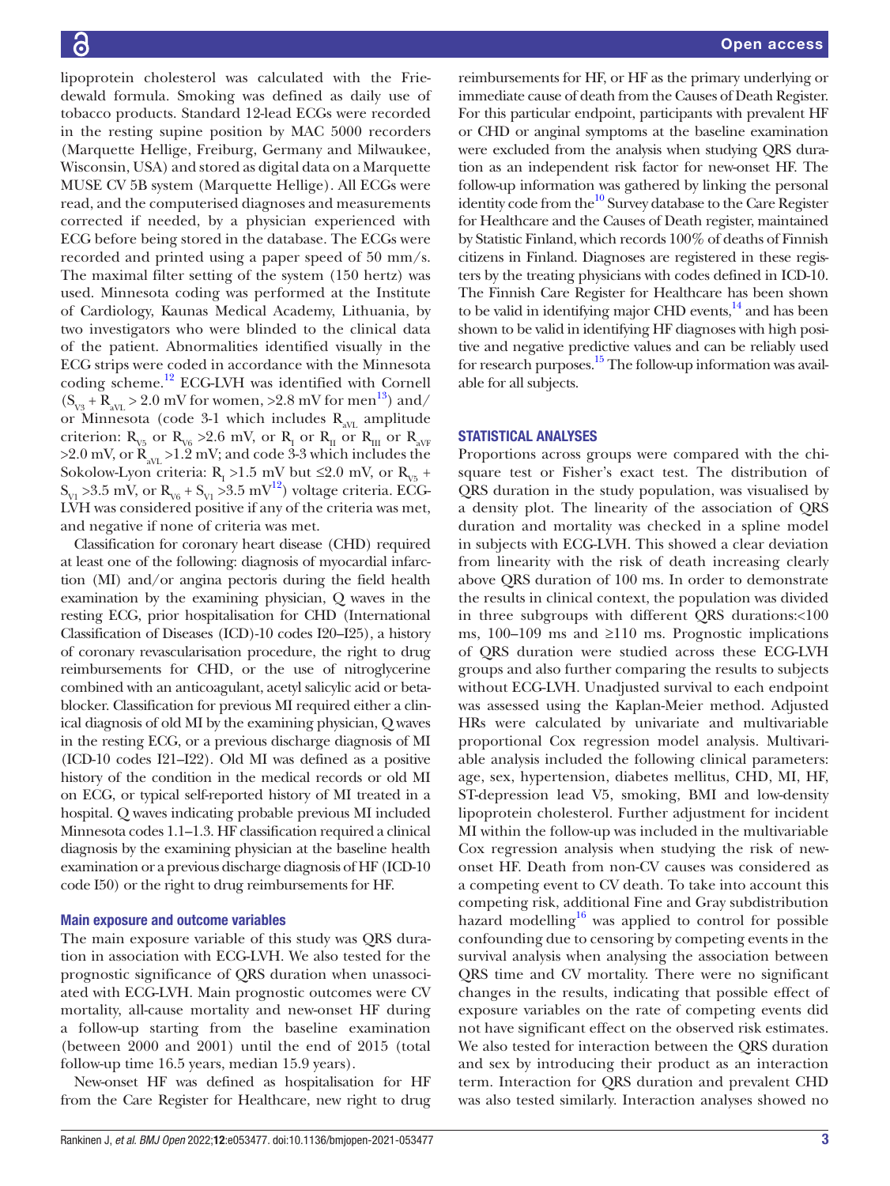lipoprotein cholesterol was calculated with the Friedewald formula. Smoking was defined as daily use of tobacco products. Standard 12-lead ECGs were recorded in the resting supine position by MAC 5000 recorders (Marquette Hellige, Freiburg, Germany and Milwaukee, Wisconsin, USA) and stored as digital data on a Marquette MUSE CV 5B system (Marquette Hellige). All ECGs were read, and the computerised diagnoses and measurements corrected if needed, by a physician experienced with ECG before being stored in the database. The ECGs were recorded and printed using a paper speed of 50 mm/s. The maximal filter setting of the system (150 hertz) was used. Minnesota coding was performed at the Institute of Cardiology, Kaunas Medical Academy, Lithuania, by two investigators who were blinded to the clinical data of the patient. Abnormalities identified visually in the ECG strips were coded in accordance with the Minnesota coding scheme.[12] ECG-LVH was identified with Cornell ($S_{V3}$ + $R_{aVL}$ > 2.0 mV for women, >2.8 mV for men[13]) and/or Minnesota (code 3-1 which includes $R_{aVL}$ amplitude criterion: $R_{V5}$ or $R_{V6}$ >2.6 mV, or $R_{I}$ or $R_{II}$ or $R_{III}$ or $R_{aVF}$ >2.0 mV, or $R_{aVL}$ >1.2 mV; and code 3-3 which includes the Sokolow-Lyon criteria: $R_{I}$ >1.5 mV but ≤2.0 mV, or $R_{V5}$ + $S_{V1}$ >3.5 mV, or $R_{V6}$ + $S_{V1}$ >3.5 mV[12]) voltage criteria. ECG-LVH was considered positive if any of the criteria was met, and negative if none of criteria was met.

Classification for coronary heart disease (CHD) required at least one of the following: diagnosis of myocardial infarction (MI) and/or angina pectoris during the field health examination by the examining physician, Q waves in the resting ECG, prior hospitalisation for CHD (International Classification of Diseases (ICD)-10 codes I20–I25), a history of coronary revascularisation procedure, the right to drug reimbursements for CHD, or the use of nitroglycerine combined with an anticoagulant, acetyl salicylic acid or beta-blocker. Classification for previous MI required either a clinical diagnosis of old MI by the examining physician, Q waves in the resting ECG, or a previous discharge diagnosis of MI (ICD-10 codes I21–I22). Old MI was defined as a positive history of the condition in the medical records or old MI on ECG, or typical self-reported history of MI treated in a hospital. Q waves indicating probable previous MI included Minnesota codes 1.1–1.3. HF classification required a clinical diagnosis by the examining physician at the baseline health examination or a previous discharge diagnosis of HF (ICD-10 code I50) or the right to drug reimbursements for HF.

### Main exposure and outcome variables

The main exposure variable of this study was QRS duration in association with ECG-LVH. We also tested for the prognostic significance of QRS duration when unassociated with ECG-LVH. Main prognostic outcomes were CV mortality, all-cause mortality and new-onset HF during a follow-up starting from the baseline examination (between 2000 and 2001) until the end of 2015 (total follow-up time 16.5 years, median 15.9 years).

New-onset HF was defined as hospitalisation for HF from the Care Register for Healthcare, new right to drug reimbursements for HF, or HF as the primary underlying or immediate cause of death from the Causes of Death Register. For this particular endpoint, participants with prevalent HF or CHD or anginal symptoms at the baseline examination were excluded from the analysis when studying QRS duration as an independent risk factor for new-onset HF. The follow-up information was gathered by linking the personal identity code from the[10] Survey database to the Care Register for Healthcare and the Causes of Death register, maintained by Statistic Finland, which records 100% of deaths of Finnish citizens in Finland. Diagnoses are registered in these registers by the treating physicians with codes defined in ICD-10. The Finnish Care Register for Healthcare has been shown to be valid in identifying major CHD events,[14] and has been shown to be valid in identifying HF diagnoses with high positive and negative predictive values and can be reliably used for research purposes.[15] The follow-up information was available for all subjects.

## STATISTICAL ANALYSES

Proportions across groups were compared with the chi-square test or Fisher's exact test. The distribution of QRS duration in the study population, was visualised by a density plot. The linearity of the association of QRS duration and mortality was checked in a spline model in subjects with ECG-LVH. This showed a clear deviation from linearity with the risk of death increasing clearly above QRS duration of 100 ms. In order to demonstrate the results in clinical context, the population was divided in three subgroups with different QRS durations:<100 ms, 100–109 ms and ≥110 ms. Prognostic implications of QRS duration were studied across these ECG-LVH groups and also further comparing the results to subjects without ECG-LVH. Unadjusted survival to each endpoint was assessed using the Kaplan-Meier method. Adjusted HRs were calculated by univariate and multivariable proportional Cox regression model analysis. Multivariable analysis included the following clinical parameters: age, sex, hypertension, diabetes mellitus, CHD, MI, HF, ST-depression lead V5, smoking, BMI and low-density lipoprotein cholesterol. Further adjustment for incident MI within the follow-up was included in the multivariable Cox regression analysis when studying the risk of new-onset HF. Death from non-CV causes was considered as a competing event to CV death. To take into account this competing risk, additional Fine and Gray subdistribution hazard modelling[16] was applied to control for possible confounding due to censoring by competing events in the survival analysis when analysing the association between QRS time and CV mortality. There were no significant changes in the results, indicating that possible effect of exposure variables on the rate of competing events did not have significant effect on the observed risk estimates. We also tested for interaction between the QRS duration and sex by introducing their product as an interaction term. Interaction for QRS duration and prevalent CHD was also tested similarly. Interaction analyses showed no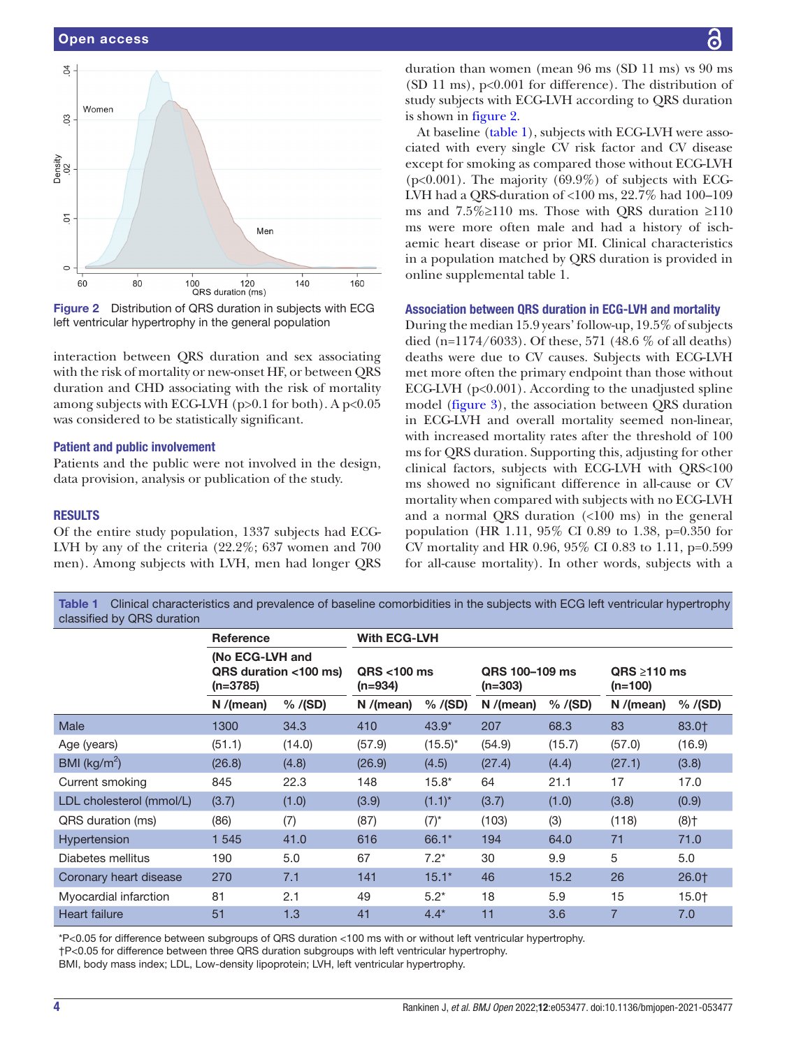Figure 2 Distribution of QRS duration in subjects with ECG left ventricular hypertrophy in the general population

interaction between QRS duration and sex associating with the risk of mortality or new-onset HF, or between QRS duration and CHD associating with the risk of mortality among subjects with ECG-LVH (p>0.1 for both). A p<0.05 was considered to be statistically significant.

### Patient and public involvement

Patients and the public were not involved in the design, data provision, analysis or publication of the study.

## RESULTS

Of the entire study population, 1337 subjects had ECG-LVH by any of the criteria (22.2%; 637 women and 700 men). Among subjects with LVH, men had longer QRS duration than women (mean 96 ms (SD 11 ms) vs 90 ms (SD 11 ms), p<0.001 for difference). The distribution of study subjects with ECG-LVH according to QRS duration is shown in figure 2.

At baseline (table 1), subjects with ECG-LVH were associated with every single CV risk factor and CV disease except for smoking as compared those without ECG-LVH (p<0.001). The majority (69.9%) of subjects with ECG-LVH had a QRS-duration of <100 ms, 22.7% had 100–109 ms and 7.5%≥110 ms. Those with QRS duration ≥110 ms were more often male and had a history of ischaemic heart disease or prior MI. Clinical characteristics in a population matched by QRS duration is provided in online supplemental table 1.

### Association between QRS duration in ECG-LVH and mortality

During the median 15.9 years' follow-up, 19.5% of subjects died (n=1174/6033). Of these, 571 (48.6 % of all deaths) deaths were due to CV causes. Subjects with ECG-LVH met more often the primary endpoint than those without ECG-LVH (p<0.001). According to the unadjusted spline model (figure 3), the association between QRS duration in ECG-LVH and overall mortality seemed non-linear, with increased mortality rates after the threshold of 100 ms for QRS duration. Supporting this, adjusting for other clinical factors, subjects with ECG-LVH with QRS<100 ms showed no significant difference in all-cause or CV mortality when compared with subjects with no ECG-LVH and a normal QRS duration (<100 ms) in the general population (HR 1.11, 95% CI 0.89 to 1.38, p=0.350 for CV mortality and HR 0.96, 95% CI 0.83 to 1.11, p=0.599 for all-cause mortality). In other words, subjects with a

Table 1 Clinical characteristics and prevalence of baseline comorbidities in the subjects with ECG left ventricular hypertrophy classified by QRS duration

| | Reference | | With ECG-LVH | | | | | |
|---|---|---|---|---|---|---|---|---|
| | (No ECG-LVH and QRS duration <100 ms) (n=3785) | | QRS <100 ms (n=934) | | QRS 100–109 ms (n=303) | | QRS ≥110 ms (n=100) | |
| | N /(mean) | % /(SD) | N /(mean) | % /(SD) | N /(mean) | % /(SD) | N /(mean) | % /(SD) |
| Male | 1300 | 34.3 | 410 | 43.9* | 207 | 68.3 | 83 | 83.0† |
| Age (years) | (51.1) | (14.0) | (57.9) | (15.5)* | (54.9) | (15.7) | (57.0) | (16.9) |
| BMI (kg/m$^2$) | (26.8) | (4.8) | (26.9) | (4.5) | (27.4) | (4.4) | (27.1) | (3.8) |
| Current smoking | 845 | 22.3 | 148 | 15.8* | 64 | 21.1 | 17 | 17.0 |
| LDL cholesterol (mmol/L) | (3.7) | (1.0) | (3.9) | (1.1)* | (3.7) | (1.0) | (3.8) | (0.9) |
| QRS duration (ms) | (86) | (7) | (87) | (7)* | (103) | (3) | (118) | (8)† |
| Hypertension | 1 545 | 41.0 | 616 | 66.1* | 194 | 64.0 | 71 | 71.0 |
| Diabetes mellitus | 190 | 5.0 | 67 | 7.2* | 30 | 9.9 | 5 | 5.0 |
| Coronary heart disease | 270 | 7.1 | 141 | 15.1* | 46 | 15.2 | 26 | 26.0† |
| Myocardial infarction | 81 | 2.1 | 49 | 5.2* | 18 | 5.9 | 15 | 15.0† |
| Heart failure | 51 | 1.3 | 41 | 4.4* | 11 | 3.6 | 7 | 7.0 |

*P<0.05 for difference between subgroups of QRS duration <100 ms with or without left ventricular hypertrophy.
†P<0.05 for difference between three QRS duration subgroups with left ventricular hypertrophy.
BMI, body mass index; LDL, Low-density lipoprotein; LVH, left ventricular hypertrophy.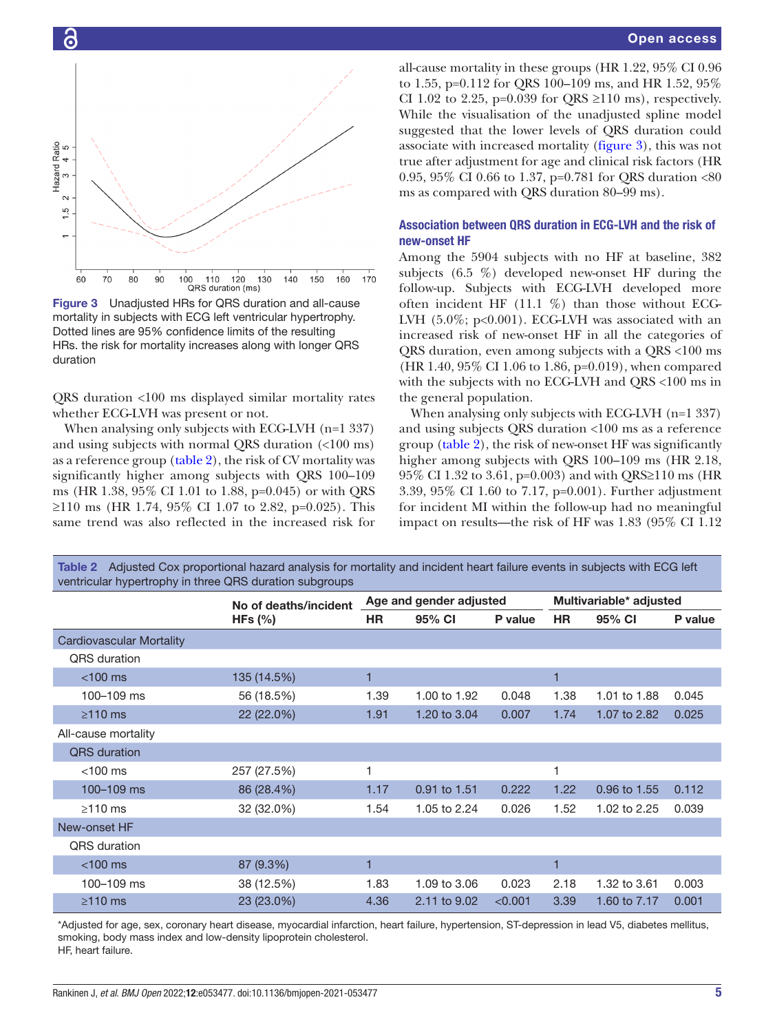Figure 3 Unadjusted HRs for QRS duration and all-cause mortality in subjects with ECG left ventricular hypertrophy. Dotted lines are 95% confidence limits of the resulting HRs. the risk for mortality increases along with longer QRS duration

QRS duration <100 ms displayed similar mortality rates whether ECG-LVH was present or not.

When analysing only subjects with ECG-LVH (n=1 337) and using subjects with normal QRS duration (<100 ms) as a reference group (table 2), the risk of CV mortality was significantly higher among subjects with QRS 100–109 ms (HR 1.38, 95% CI 1.01 to 1.88, p=0.045) or with QRS ≥110 ms (HR 1.74, 95% CI 1.07 to 2.82, p=0.025). This same trend was also reflected in the increased risk for all-cause mortality in these groups (HR 1.22, 95% CI 0.96 to 1.55, p=0.112 for QRS 100–109 ms, and HR 1.52, 95% CI 1.02 to 2.25, p=0.039 for QRS ≥110 ms), respectively. While the visualisation of the unadjusted spline model suggested that the lower levels of QRS duration could associate with increased mortality (figure 3), this was not true after adjustment for age and clinical risk factors (HR 0.95, 95% CI 0.66 to 1.37, p=0.781 for QRS duration <80 ms as compared with QRS duration 80–99 ms).

### Association between QRS duration in ECG-LVH and the risk of new-onset HF

Among the 5904 subjects with no HF at baseline, 382 subjects (6.5 %) developed new-onset HF during the follow-up. Subjects with ECG-LVH developed more often incident HF (11.1 %) than those without ECG-LVH (5.0%; p<0.001). ECG-LVH was associated with an increased risk of new-onset HF in all the categories of QRS duration, even among subjects with a QRS <100 ms (HR 1.40, 95% CI 1.06 to 1.86, p=0.019), when compared with the subjects with no ECG-LVH and QRS <100 ms in the general population.

When analysing only subjects with ECG-LVH (n=1 337) and using subjects QRS duration <100 ms as a reference group (table 2), the risk of new-onset HF was significantly higher among subjects with QRS 100–109 ms (HR 2.18, 95% CI 1.32 to 3.61, p=0.003) and with QRS≥110 ms (HR 3.39, 95% CI 1.60 to 7.17, p=0.001). Further adjustment for incident MI within the follow-up had no meaningful impact on results—the risk of HF was 1.83 (95% CI 1.12

**Table 2** Adjusted Cox proportional hazard analysis for mortality and incident heart failure events in subjects with ECG left ventricular hypertrophy in three QRS duration subgroups

| | No of deaths/incident HFs (%) | Age and gender adjusted | | | Multivariable* adjusted | | |
|---|---|---|---|---|---|---|---|
| | | HR | 95% CI | P value | HR | 95% CI | P value |
| Cardiovascular Mortality | | | | | | | |
| QRS duration | | | | | | | |
| <100 ms | 135 (14.5%) | 1 | | | 1 | | |
| 100–109 ms | 56 (18.5%) | 1.39 | 1.00 to 1.92 | 0.048 | 1.38 | 1.01 to 1.88 | 0.045 |
| ≥110 ms | 22 (22.0%) | 1.91 | 1.20 to 3.04 | 0.007 | 1.74 | 1.07 to 2.82 | 0.025 |
| All-cause mortality | | | | | | | |
| QRS duration | | | | | | | |
| <100 ms | 257 (27.5%) | 1 | | | 1 | | |
| 100–109 ms | 86 (28.4%) | 1.17 | 0.91 to 1.51 | 0.222 | 1.22 | 0.96 to 1.55 | 0.112 |
| ≥110 ms | 32 (32.0%) | 1.54 | 1.05 to 2.24 | 0.026 | 1.52 | 1.02 to 2.25 | 0.039 |
| New-onset HF | | | | | | | |
| QRS duration | | | | | | | |
| <100 ms | 87 (9.3%) | 1 | | | 1 | | |
| 100–109 ms | 38 (12.5%) | 1.83 | 1.09 to 3.06 | 0.023 | 2.18 | 1.32 to 3.61 | 0.003 |
| ≥110 ms | 23 (23.0%) | 4.36 | 2.11 to 9.02 | <0.001 | 3.39 | 1.60 to 7.17 | 0.001 |

*Adjusted for age, sex, coronary heart disease, myocardial infarction, heart failure, hypertension, ST-depression in lead V5, diabetes mellitus, smoking, body mass index and low-density lipoprotein cholesterol.
HF, heart failure.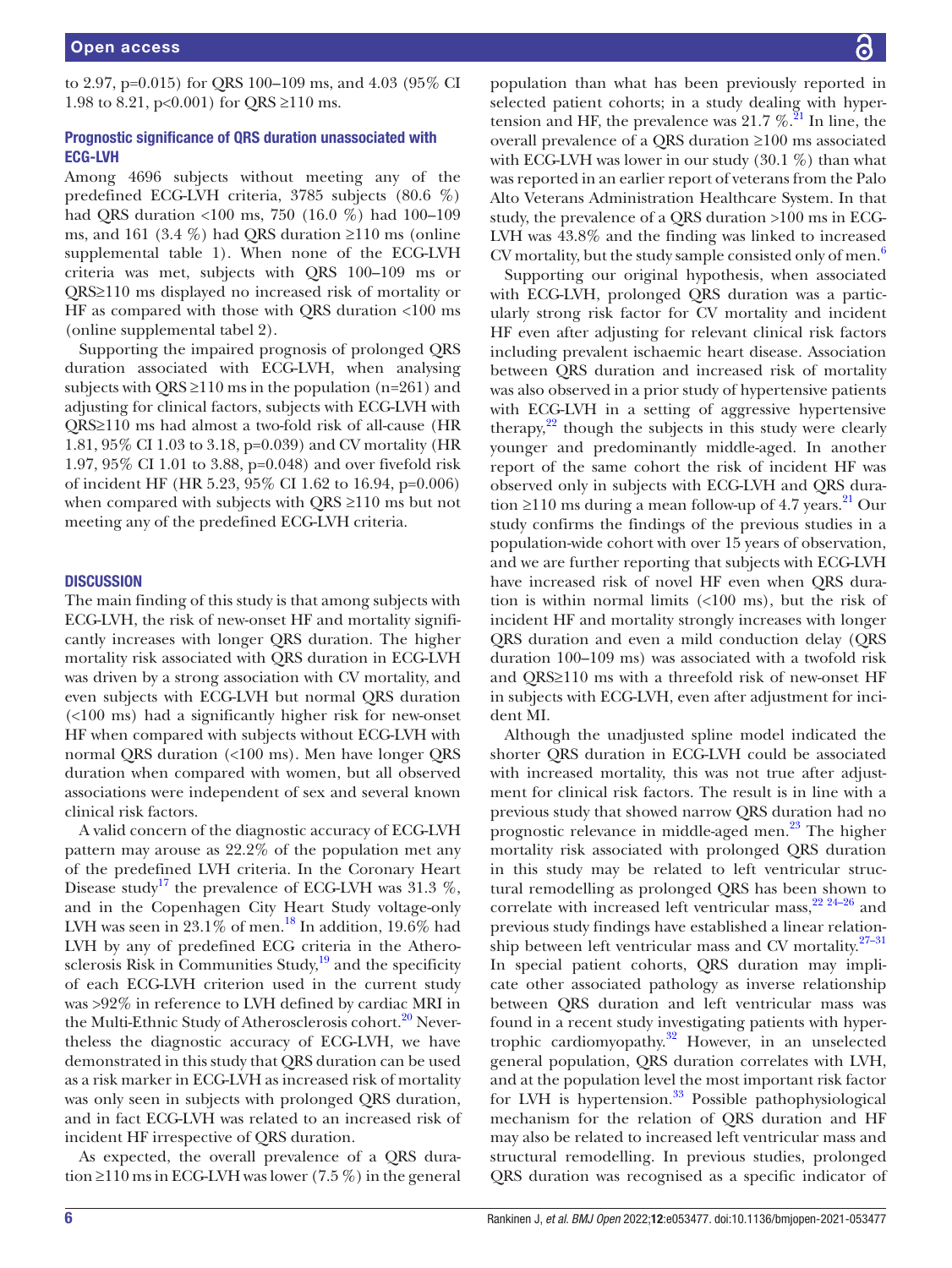to 2.97, p=0.015) for QRS 100–109 ms, and 4.03 (95% CI 1.98 to 8.21, p<0.001) for QRS ≥110 ms.

### Prognostic significance of QRS duration unassociated with ECG-LVH

Among 4696 subjects without meeting any of the predefined ECG-LVH criteria, 3785 subjects (80.6 %) had QRS duration <100 ms, 750 (16.0 %) had 100–109 ms, and 161 (3.4 %) had QRS duration ≥110 ms (online supplemental table 1). When none of the ECG-LVH criteria was met, subjects with QRS 100–109 ms or QRS≥110 ms displayed no increased risk of mortality or HF as compared with those with QRS duration <100 ms (online supplemental tabel 2).

Supporting the impaired prognosis of prolonged QRS duration associated with ECG-LVH, when analysing subjects with QRS ≥110 ms in the population (n=261) and adjusting for clinical factors, subjects with ECG-LVH with QRS≥110 ms had almost a two-fold risk of all-cause (HR 1.81, 95% CI 1.03 to 3.18, p=0.039) and CV mortality (HR 1.97, 95% CI 1.01 to 3.88, p=0.048) and over fivefold risk of incident HF (HR 5.23, 95% CI 1.62 to 16.94, p=0.006) when compared with subjects with QRS ≥110 ms but not meeting any of the predefined ECG-LVH criteria.

## DISCUSSION

The main finding of this study is that among subjects with ECG-LVH, the risk of new-onset HF and mortality significantly increases with longer QRS duration. The higher mortality risk associated with QRS duration in ECG-LVH was driven by a strong association with CV mortality, and even subjects with ECG-LVH but normal QRS duration (<100 ms) had a significantly higher risk for new-onset HF when compared with subjects without ECG-LVH with normal QRS duration (<100 ms). Men have longer QRS duration when compared with women, but all observed associations were independent of sex and several known clinical risk factors.

A valid concern of the diagnostic accuracy of ECG-LVH pattern may arouse as 22.2% of the population met any of the predefined LVH criteria. In the Coronary Heart Disease study[17] the prevalence of ECG-LVH was 31.3 %, and in the Copenhagen City Heart Study voltage-only LVH was seen in 23.1% of men.[18] In addition, 19.6% had LVH by any of predefined ECG criteria in the Atherosclerosis Risk in Communities Study,[19] and the specificity of each ECG-LVH criterion used in the current study was >92% in reference to LVH defined by cardiac MRI in the Multi-Ethnic Study of Atherosclerosis cohort.[20] Nevertheless the diagnostic accuracy of ECG-LVH, we have demonstrated in this study that QRS duration can be used as a risk marker in ECG-LVH as increased risk of mortality was only seen in subjects with prolonged QRS duration, and in fact ECG-LVH was related to an increased risk of incident HF irrespective of QRS duration.

As expected, the overall prevalence of a QRS duration ≥110 ms in ECG-LVH was lower (7.5 %) in the general population than what has been previously reported in selected patient cohorts; in a study dealing with hypertension and HF, the prevalence was 21.7 %.[21] In line, the overall prevalence of a QRS duration ≥100 ms associated with ECG-LVH was lower in our study (30.1 %) than what was reported in an earlier report of veterans from the Palo Alto Veterans Administration Healthcare System. In that study, the prevalence of a QRS duration >100 ms in ECG-LVH was 43.8% and the finding was linked to increased CV mortality, but the study sample consisted only of men.[6]

Supporting our original hypothesis, when associated with ECG-LVH, prolonged QRS duration was a particularly strong risk factor for CV mortality and incident HF even after adjusting for relevant clinical risk factors including prevalent ischaemic heart disease. Association between QRS duration and increased risk of mortality was also observed in a prior study of hypertensive patients with ECG-LVH in a setting of aggressive hypertensive therapy,[22] though the subjects in this study were clearly younger and predominantly middle-aged. In another report of the same cohort the risk of incident HF was observed only in subjects with ECG-LVH and QRS duration ≥110 ms during a mean follow-up of 4.7 years.[21] Our study confirms the findings of the previous studies in a population-wide cohort with over 15 years of observation, and we are further reporting that subjects with ECG-LVH have increased risk of novel HF even when QRS duration is within normal limits (<100 ms), but the risk of incident HF and mortality strongly increases with longer QRS duration and even a mild conduction delay (QRS duration 100–109 ms) was associated with a twofold risk and QRS≥110 ms with a threefold risk of new-onset HF in subjects with ECG-LVH, even after adjustment for incident MI.

Although the unadjusted spline model indicated the shorter QRS duration in ECG-LVH could be associated with increased mortality, this was not true after adjustment for clinical risk factors. The result is in line with a previous study that showed narrow QRS duration had no prognostic relevance in middle-aged men.[23] The higher mortality risk associated with prolonged QRS duration in this study may be related to left ventricular structural remodelling as prolonged QRS has been shown to correlate with increased left ventricular mass,[22 24–26] and previous study findings have established a linear relationship between left ventricular mass and CV mortality.[27–31] In special patient cohorts, QRS duration may implicate other associated pathology as inverse relationship between QRS duration and left ventricular mass was found in a recent study investigating patients with hypertrophic cardiomyopathy.[32] However, in an unselected general population, QRS duration correlates with LVH, and at the population level the most important risk factor for LVH is hypertension.[33] Possible pathophysiological mechanism for the relation of QRS duration and HF may also be related to increased left ventricular mass and structural remodelling. In previous studies, prolonged QRS duration was recognised as a specific indicator of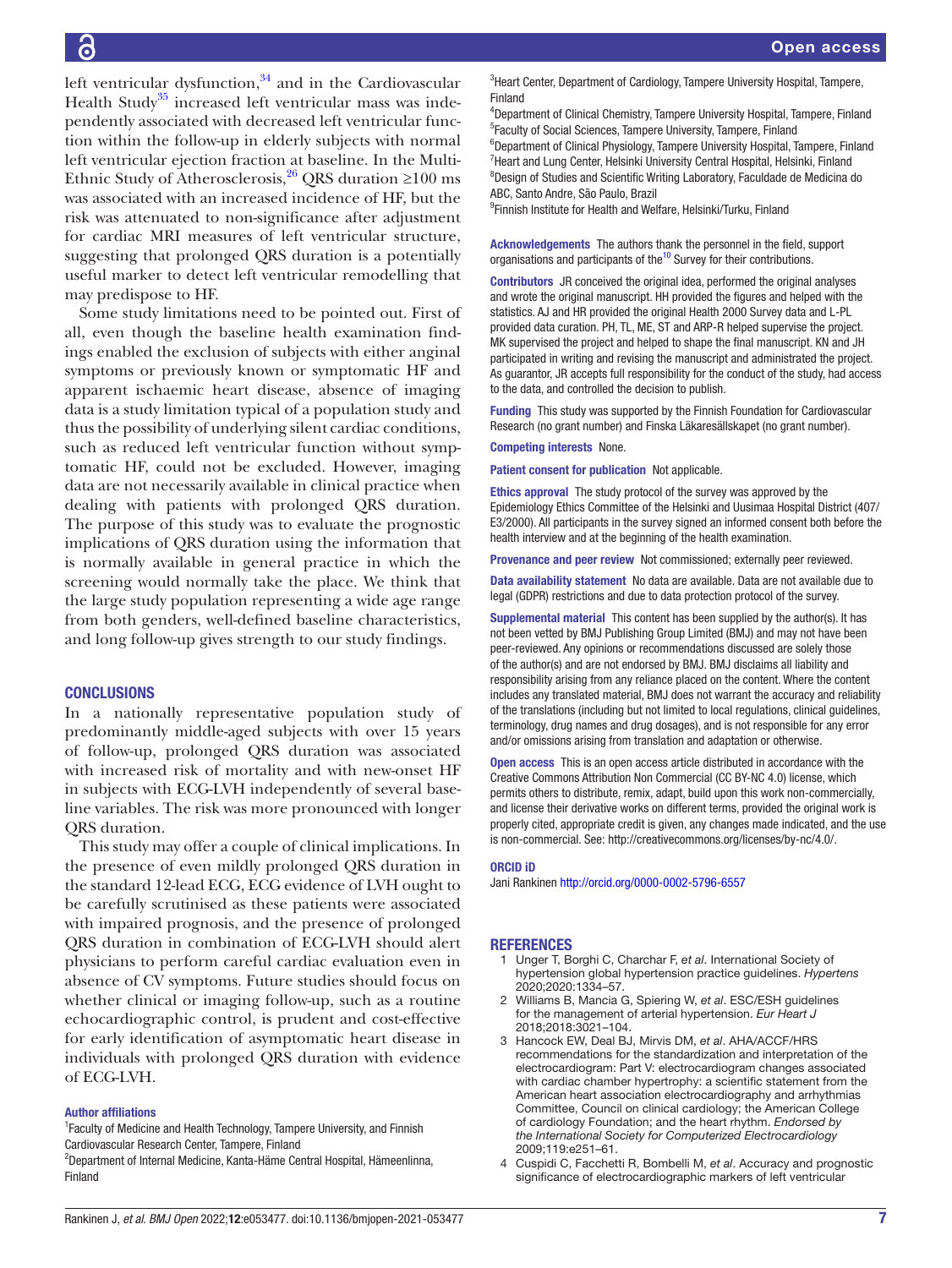left ventricular dysfunction,[34] and in the Cardiovascular Health Study[35] increased left ventricular mass was independently associated with decreased left ventricular function within the follow-up in elderly subjects with normal left ventricular ejection fraction at baseline. In the Multi-Ethnic Study of Atherosclerosis,[26] QRS duration ≥100 ms was associated with an increased incidence of HF, but the risk was attenuated to non-significance after adjustment for cardiac MRI measures of left ventricular structure, suggesting that prolonged QRS duration is a potentially useful marker to detect left ventricular remodelling that may predispose to HF.

Some study limitations need to be pointed out. First of all, even though the baseline health examination findings enabled the exclusion of subjects with either anginal symptoms or previously known or symptomatic HF and apparent ischaemic heart disease, absence of imaging data is a study limitation typical of a population study and thus the possibility of underlying silent cardiac conditions, such as reduced left ventricular function without symptomatic HF, could not be excluded. However, imaging data are not necessarily available in clinical practice when dealing with patients with prolonged QRS duration. The purpose of this study was to evaluate the prognostic implications of QRS duration using the information that is normally available in general practice in which the screening would normally take the place. We think that the large study population representing a wide age range from both genders, well-defined baseline characteristics, and long follow-up gives strength to our study findings.

## CONCLUSIONS

In a nationally representative population study of predominantly middle-aged subjects with over 15 years of follow-up, prolonged QRS duration was associated with increased risk of mortality and with new-onset HF in subjects with ECG-LVH independently of several baseline variables. The risk was more pronounced with longer QRS duration.

This study may offer a couple of clinical implications. In the presence of even mildly prolonged QRS duration in the standard 12-lead ECG, ECG evidence of LVH ought to be carefully scrutinised as these patients were associated with impaired prognosis, and the presence of prolonged QRS duration in combination of ECG-LVH should alert physicians to perform careful cardiac evaluation even in absence of CV symptoms. Future studies should focus on whether clinical or imaging follow-up, such as a routine echocardiographic control, is prudent and cost-effective for early identification of asymptomatic heart disease in individuals with prolonged QRS duration with evidence of ECG-LVH.

**Author affiliations**

[1]Faculty of Medicine and Health Technology, Tampere University, and Finnish Cardiovascular Research Center, Tampere, Finland
[2]Department of Internal Medicine, Kanta-Häme Central Hospital, Hämeenlinna, Finland
[3]Heart Center, Department of Cardiology, Tampere University Hospital, Tampere, Finland
[4]Department of Clinical Chemistry, Tampere University Hospital, Tampere, Finland
[5]Faculty of Social Sciences, Tampere University, Tampere, Finland
[6]Department of Clinical Physiology, Tampere University Hospital, Tampere, Finland
[7]Heart and Lung Center, Helsinki University Central Hospital, Helsinki, Finland
[8]Design of Studies and Scientific Writing Laboratory, Faculdade de Medicina do ABC, Santo Andre, São Paulo, Brazil
[9]Finnish Institute for Health and Welfare, Helsinki/Turku, Finland

**Acknowledgements** The authors thank the personnel in the field, support organisations and participants of the[10] Survey for their contributions.

**Contributors** JR conceived the original idea, performed the original analyses and wrote the original manuscript. HH provided the figures and helped with the statistics. AJ and HR provided the original Health 2000 Survey data and L-PL provided data curation. PH, TL, ME, ST and ARP-R helped supervise the project. MK supervised the project and helped to shape the final manuscript. KN and JH participated in writing and revising the manuscript and administrated the project. As guarantor, JR accepts full responsibility for the conduct of the study, had access to the data, and controlled the decision to publish.

**Funding** This study was supported by the Finnish Foundation for Cardiovascular Research (no grant number) and Finska Läkaresällskapet (no grant number).

**Competing interests** None.

**Patient consent for publication** Not applicable.

**Ethics approval** The study protocol of the survey was approved by the Epidemiology Ethics Committee of the Helsinki and Uusimaa Hospital District (407/E3/2000). All participants in the survey signed an informed consent both before the health interview and at the beginning of the health examination.

**Provenance and peer review** Not commissioned; externally peer reviewed.

**Data availability statement** No data are available. Data are not available due to legal (GDPR) restrictions and due to data protection protocol of the survey.

**Supplemental material** This content has been supplied by the author(s). It has not been vetted by BMJ Publishing Group Limited (BMJ) and may not have been peer-reviewed. Any opinions or recommendations discussed are solely those of the author(s) and are not endorsed by BMJ. BMJ disclaims all liability and responsibility arising from any reliance placed on the content. Where the content includes any translated material, BMJ does not warrant the accuracy and reliability of the translations (including but not limited to local regulations, clinical guidelines, terminology, drug names and drug dosages), and is not responsible for any error and/or omissions arising from translation and adaptation or otherwise.

**Open access** This is an open access article distributed in accordance with the Creative Commons Attribution Non Commercial (CC BY-NC 4.0) license, which permits others to distribute, remix, adapt, build upon this work non-commercially, and license their derivative works on different terms, provided the original work is properly cited, appropriate credit is given, any changes made indicated, and the use is non-commercial. See: http://creativecommons.org/licenses/by-nc/4.0/.

**ORCID iD**

Jani Rankinen http://orcid.org/0000-0002-5796-6557

## REFERENCES

1. Unger T, Borghi C, Charchar F, *et al*. International Society of hypertension global hypertension practice guidelines. *Hypertens* 2020;2020:1334–57.
2. Williams B, Mancia G, Spiering W, *et al*. ESC/ESH guidelines for the management of arterial hypertension. *Eur Heart J* 2018;2018:3021–104.
3. Hancock EW, Deal BJ, Mirvis DM, *et al*. AHA/ACCF/HRS recommendations for the standardization and interpretation of the electrocardiogram: Part V: electrocardiogram changes associated with cardiac chamber hypertrophy: a scientific statement from the American heart association electrocardiography and arrhythmias Committee, Council on clinical cardiology; the American College of cardiology Foundation; and the heart rhythm. *Endorsed by the International Society for Computerized Electrocardiology* 2009;119:e251–61.
4. Cuspidi C, Facchetti R, Bombelli M, *et al*. Accuracy and prognostic significance of electrocardiographic markers of left ventricular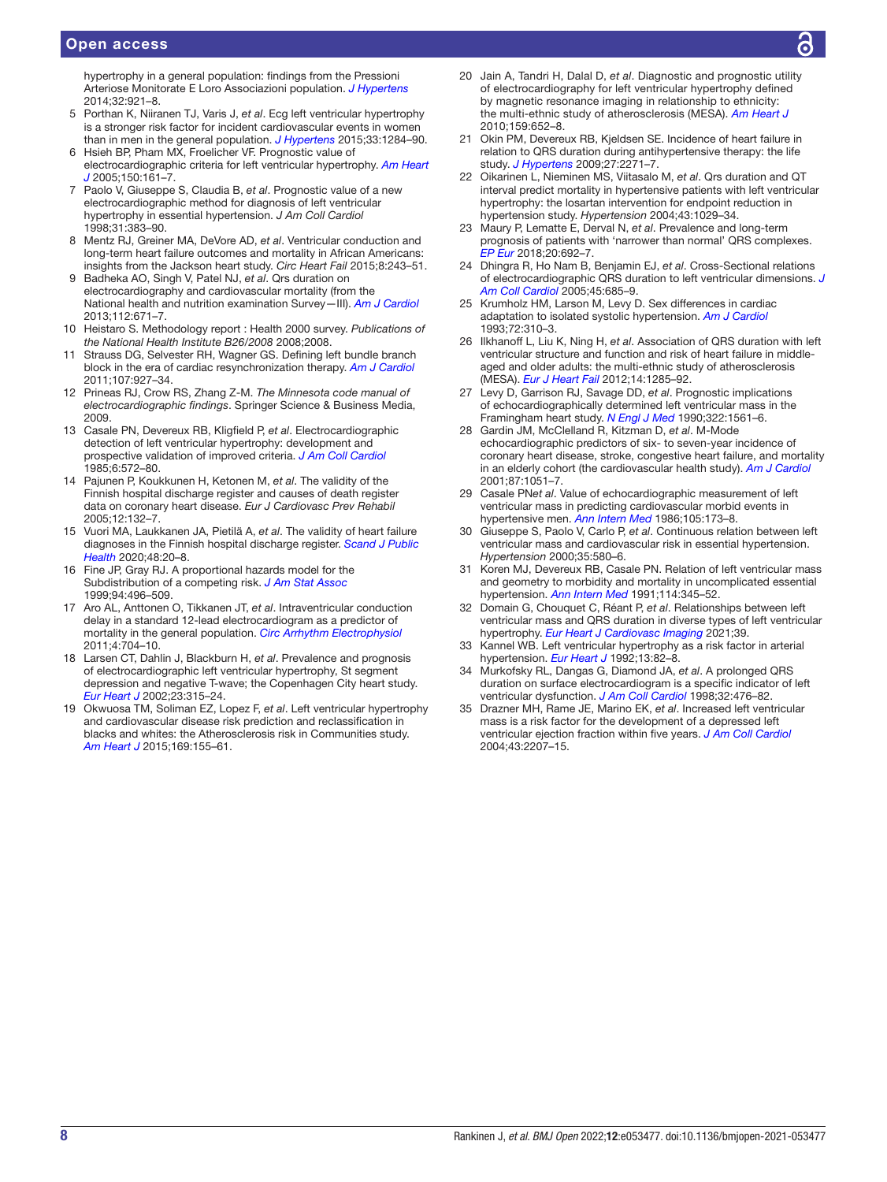hypertrophy in a general population: findings from the Pressioni Arteriose Monitorate E Loro Associazioni population. *J Hypertens* 2014;32:921–8.

5. Porthan K, Niiranen TJ, Varis J, *et al*. Ecg left ventricular hypertrophy is a stronger risk factor for incident cardiovascular events in women than in men in the general population. *J Hypertens* 2015;33:1284–90.
6. Hsieh BP, Pham MX, Froelicher VF. Prognostic value of electrocardiographic criteria for left ventricular hypertrophy. *Am Heart J* 2005;150:161–7.
7. Paolo V, Giuseppe S, Claudia B, *et al*. Prognostic value of a new electrocardiographic method for diagnosis of left ventricular hypertrophy in essential hypertension. *J Am Coll Cardiol* 1998;31:383–90.
8. Mentz RJ, Greiner MA, DeVore AD, *et al*. Ventricular conduction and long-term heart failure outcomes and mortality in African Americans: insights from the Jackson heart study. *Circ Heart Fail* 2015;8:243–51.
9. Badheka AO, Singh V, Patel NJ, *et al*. Qrs duration on electrocardiography and cardiovascular mortality (from the National health and nutrition examination Survey—III). *Am J Cardiol* 2013;112:671–7.
10. Heistaro S. Methodology report : Health 2000 survey. *Publications of the National Health Institute B26/2008* 2008;2008.
11. Strauss DG, Selvester RH, Wagner GS. Defining left bundle branch block in the era of cardiac resynchronization therapy. *Am J Cardiol* 2011;107:927–34.
12. Prineas RJ, Crow RS, Zhang Z-M. *The Minnesota code manual of electrocardiographic findings*. Springer Science & Business Media, 2009.
13. Casale PN, Devereux RB, Kligfield P, *et al*. Electrocardiographic detection of left ventricular hypertrophy: development and prospective validation of improved criteria. *J Am Coll Cardiol* 1985;6:572–80.
14. Pajunen P, Koukkunen H, Ketonen M, *et al*. The validity of the Finnish hospital discharge register and causes of death register data on coronary heart disease. *Eur J Cardiovasc Prev Rehabil* 2005;12:132–7.
15. Vuori MA, Laukkanen JA, Pietilä A, *et al*. The validity of heart failure diagnoses in the Finnish hospital discharge register. *Scand J Public Health* 2020;48:20–8.
16. Fine JP, Gray RJ. A proportional hazards model for the Subdistribution of a competing risk. *J Am Stat Assoc* 1999;94:496–509.
17. Aro AL, Anttonen O, Tikkanen JT, *et al*. Intraventricular conduction delay in a standard 12-lead electrocardiogram as a predictor of mortality in the general population. *Circ Arrhythm Electrophysiol* 2011;4:704–10.
18. Larsen CT, Dahlin J, Blackburn H, *et al*. Prevalence and prognosis of electrocardiographic left ventricular hypertrophy, St segment depression and negative T-wave; the Copenhagen City heart study. *Eur Heart J* 2002;23:315–24.
19. Okwuosa TM, Soliman EZ, Lopez F, *et al*. Left ventricular hypertrophy and cardiovascular disease risk prediction and reclassification in blacks and whites: the Atherosclerosis risk in Communities study. *Am Heart J* 2015;169:155–61.
20. Jain A, Tandri H, Dalal D, *et al*. Diagnostic and prognostic utility of electrocardiography for left ventricular hypertrophy defined by magnetic resonance imaging in relationship to ethnicity: the multi-ethnic study of atherosclerosis (MESA). *Am Heart J* 2010;159:652–8.
21. Okin PM, Devereux RB, Kjeldsen SE. Incidence of heart failure in relation to QRS duration during antihypertensive therapy: the life study. *J Hypertens* 2009;27:2271–7.
22. Oikarinen L, Nieminen MS, Viitasalo M, *et al*. Qrs duration and QT interval predict mortality in hypertensive patients with left ventricular hypertrophy: the losartan intervention for endpoint reduction in hypertension study. *Hypertension* 2004;43:1029–34.
23. Maury P, Lematte E, Derval N, *et al*. Prevalence and long-term prognosis of patients with 'narrower than normal' QRS complexes. *EP Eur* 2018;20:692–7.
24. Dhingra R, Ho Nam B, Benjamin EJ, *et al*. Cross-Sectional relations of electrocardiographic QRS duration to left ventricular dimensions. *J Am Coll Cardiol* 2005;45:685–9.
25. Krumholz HM, Larson M, Levy D. Sex differences in cardiac adaptation to isolated systolic hypertension. *Am J Cardiol* 1993;72:310–3.
26. Ilkhanoff L, Liu K, Ning H, *et al*. Association of QRS duration with left ventricular structure and function and risk of heart failure in middle-aged and older adults: the multi-ethnic study of atherosclerosis (MESA). *Eur J Heart Fail* 2012;14:1285–92.
27. Levy D, Garrison RJ, Savage DD, *et al*. Prognostic implications of echocardiographically determined left ventricular mass in the Framingham heart study. *N Engl J Med* 1990;322:1561–6.
28. Gardin JM, McClelland R, Kitzman D, *et al*. M-Mode echocardiographic predictors of six- to seven-year incidence of coronary heart disease, stroke, congestive heart failure, and mortality in an elderly cohort (the cardiovascular health study). *Am J Cardiol* 2001;87:1051–7.
29. Casale PN*et al*. Value of echocardiographic measurement of left ventricular mass in predicting cardiovascular morbid events in hypertensive men. *Ann Intern Med* 1986;105:173–8.
30. Giuseppe S, Paolo V, Carlo P, *et al*. Continuous relation between left ventricular mass and cardiovascular risk in essential hypertension. *Hypertension* 2000;35:580–6.
31. Koren MJ, Devereux RB, Casale PN. Relation of left ventricular mass and geometry to morbidity and mortality in uncomplicated essential hypertension. *Ann Intern Med* 1991;114:345–52.
32. Domain G, Chouquet C, Réant P, *et al*. Relationships between left ventricular mass and QRS duration in diverse types of left ventricular hypertrophy. *Eur Heart J Cardiovasc Imaging* 2021;39.
33. Kannel WB. Left ventricular hypertrophy as a risk factor in arterial hypertension. *Eur Heart J* 1992;13:82–8.
34. Murkofsky RL, Dangas G, Diamond JA, *et al*. A prolonged QRS duration on surface electrocardiogram is a specific indicator of left ventricular dysfunction. *J Am Coll Cardiol* 1998;32:476–82.
35. Drazner MH, Rame JE, Marino EK, *et al*. Increased left ventricular mass is a risk factor for the development of a depressed left ventricular ejection fraction within five years. *J Am Coll Cardiol* 2004;43:2207–15.